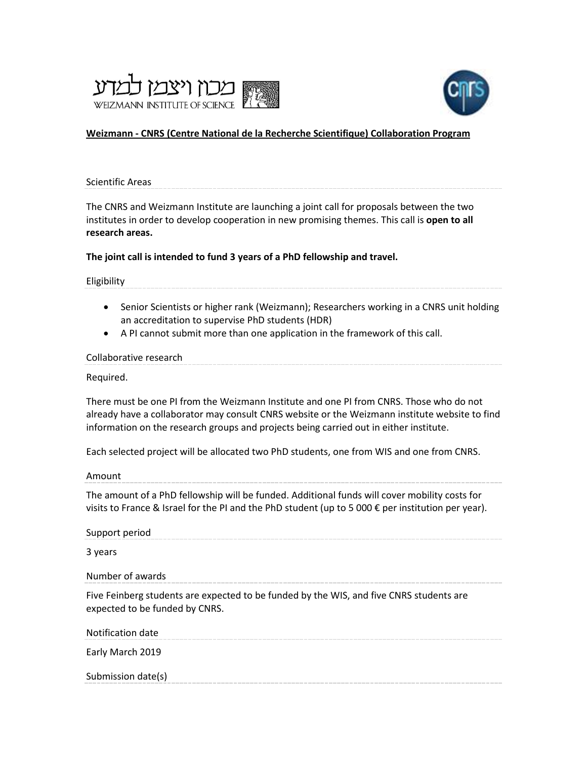מכון ויצמן למדע
WEIZMANN INSTITUTE OF SCIENCE

cnrs

**Weizmann - CNRS (Centre National de la Recherche Scientifique) Collaboration Program**

## Scientific Areas

The CNRS and Weizmann Institute are launching a joint call for proposals between the two institutes in order to develop cooperation in new promising themes. This call is **open to all research areas.**

**The joint call is intended to fund 3 years of a PhD fellowship and travel.**

## Eligibility

- Senior Scientists or higher rank (Weizmann); Researchers working in a CNRS unit holding an accreditation to supervise PhD students (HDR)
- A PI cannot submit more than one application in the framework of this call.

## Collaborative research

Required.

There must be one PI from the Weizmann Institute and one PI from CNRS. Those who do not already have a collaborator may consult CNRS website or the Weizmann institute website to find information on the research groups and projects being carried out in either institute.

Each selected project will be allocated two PhD students, one from WIS and one from CNRS.

## Amount

The amount of a PhD fellowship will be funded. Additional funds will cover mobility costs for visits to France & Israel for the PI and the PhD student (up to 5 000 € per institution per year).

## Support period

3 years

## Number of awards

Five Feinberg students are expected to be funded by the WIS, and five CNRS students are expected to be funded by CNRS.

## Notification date

Early March 2019

## Submission date(s)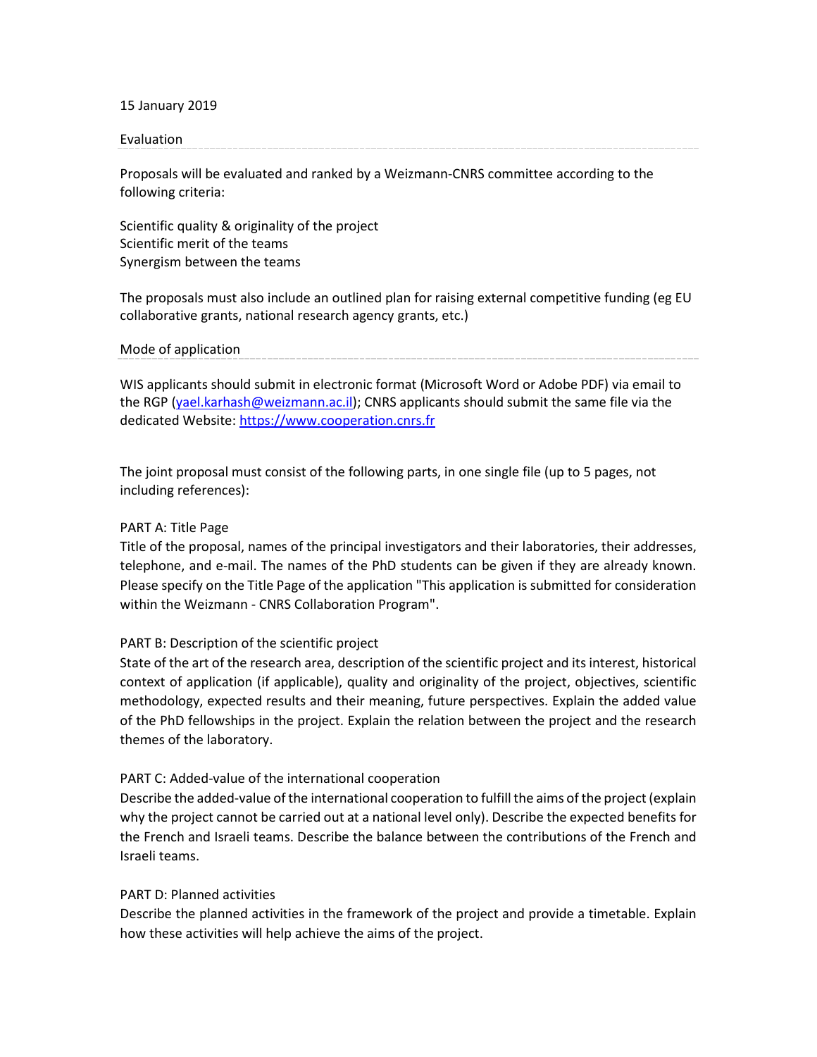15 January 2019

## Evaluation

Proposals will be evaluated and ranked by a Weizmann-CNRS committee according to the following criteria:

Scientific quality & originality of the project
Scientific merit of the teams
Synergism between the teams

The proposals must also include an outlined plan for raising external competitive funding (eg EU collaborative grants, national research agency grants, etc.)

## Mode of application

WIS applicants should submit in electronic format (Microsoft Word or Adobe PDF) via email to the RGP (yael.karhash@weizmann.ac.il); CNRS applicants should submit the same file via the dedicated Website: https://www.cooperation.cnrs.fr

The joint proposal must consist of the following parts, in one single file (up to 5 pages, not including references):

PART A: Title Page
Title of the proposal, names of the principal investigators and their laboratories, their addresses, telephone, and e-mail. The names of the PhD students can be given if they are already known. Please specify on the Title Page of the application "This application is submitted for consideration within the Weizmann - CNRS Collaboration Program".

PART B: Description of the scientific project
State of the art of the research area, description of the scientific project and its interest, historical context of application (if applicable), quality and originality of the project, objectives, scientific methodology, expected results and their meaning, future perspectives. Explain the added value of the PhD fellowships in the project. Explain the relation between the project and the research themes of the laboratory.

PART C: Added-value of the international cooperation
Describe the added-value of the international cooperation to fulfill the aims of the project (explain why the project cannot be carried out at a national level only). Describe the expected benefits for the French and Israeli teams. Describe the balance between the contributions of the French and Israeli teams.

PART D: Planned activities
Describe the planned activities in the framework of the project and provide a timetable. Explain how these activities will help achieve the aims of the project.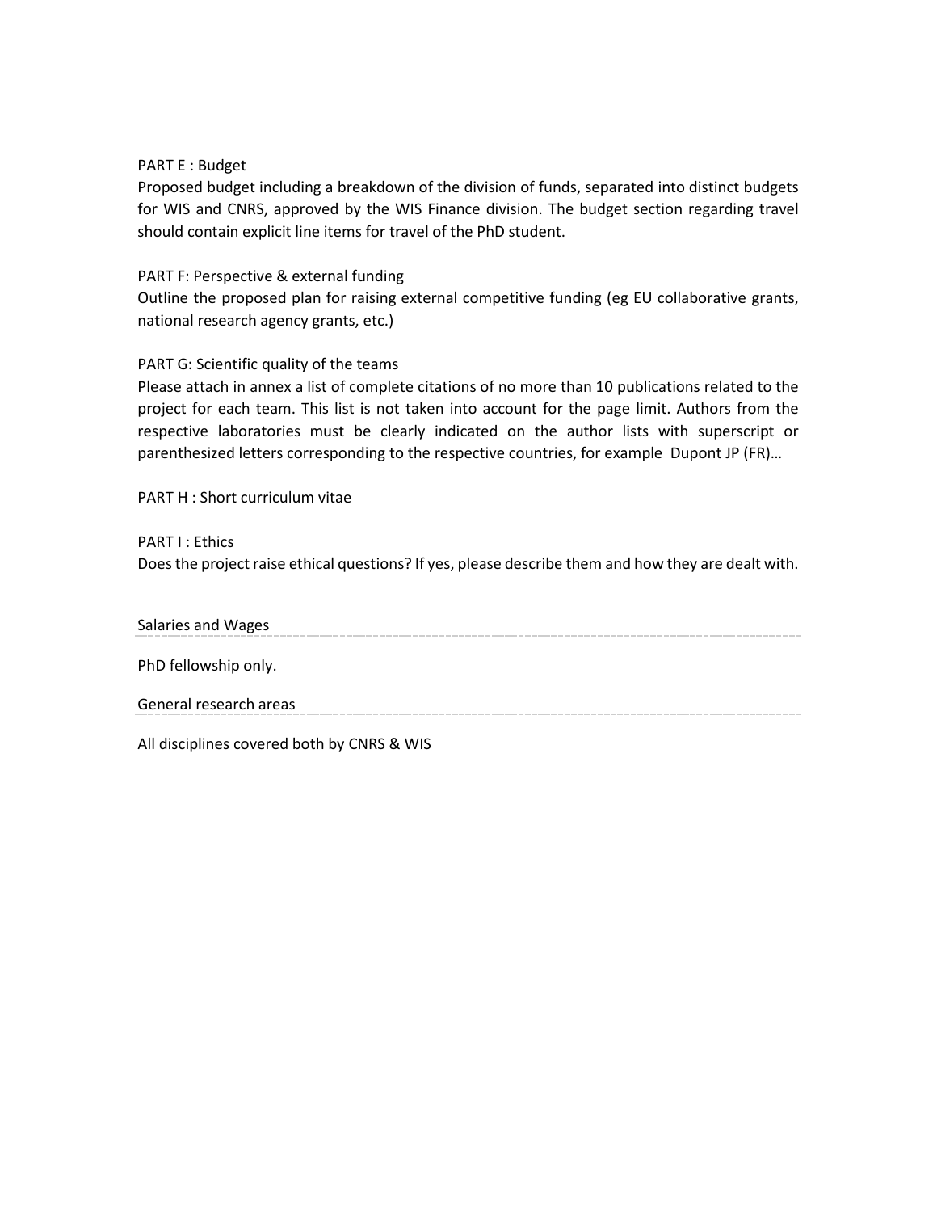PART E : Budget

Proposed budget including a breakdown of the division of funds, separated into distinct budgets for WIS and CNRS, approved by the WIS Finance division. The budget section regarding travel should contain explicit line items for travel of the PhD student.

PART F: Perspective & external funding

Outline the proposed plan for raising external competitive funding (eg EU collaborative grants, national research agency grants, etc.)

PART G: Scientific quality of the teams

Please attach in annex a list of complete citations of no more than 10 publications related to the project for each team. This list is not taken into account for the page limit. Authors from the respective laboratories must be clearly indicated on the author lists with superscript or parenthesized letters corresponding to the respective countries, for example Dupont JP (FR)…

PART H : Short curriculum vitae

PART I : Ethics

Does the project raise ethical questions? If yes, please describe them and how they are dealt with.

## Salaries and Wages

PhD fellowship only.

## General research areas

All disciplines covered both by CNRS & WIS